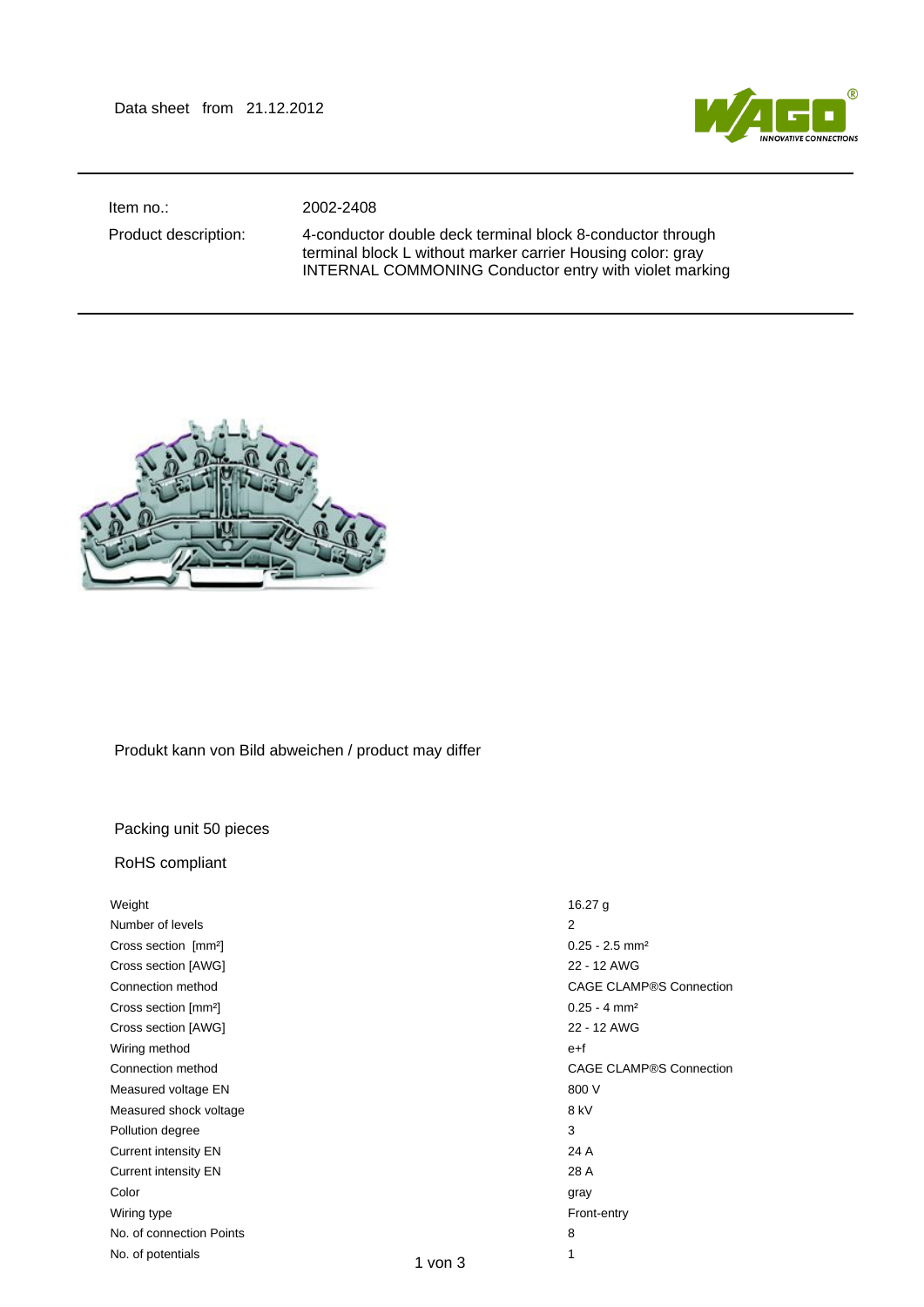Data sheet from 21.12.2012

| | |
|---|---|
| Item no.: | 2002-2408 |
| Product description: | 4-conductor double deck terminal block 8-conductor through terminal block L without marker carrier Housing color: gray INTERNAL COMMONING Conductor entry with violet marking |

Produkt kann von Bild abweichen / product may differ

Packing unit 50 pieces

RoHS compliant

| | |
|---|---|
| Weight | 16.27 g |
| Number of levels | 2 |
| Cross section [mm²] | 0.25 - 2.5 mm² |
| Cross section [AWG] | 22 - 12 AWG |
| Connection method | CAGE CLAMP®S Connection |
| Cross section [mm²] | 0.25 - 4 mm² |
| Cross section [AWG] | 22 - 12 AWG |
| Wiring method | e+f |
| Connection method | CAGE CLAMP®S Connection |
| Measured voltage EN | 800 V |
| Measured shock voltage | 8 kV |
| Pollution degree | 3 |
| Current intensity EN | 24 A |
| Current intensity EN | 28 A |
| Color | gray |
| Wiring type | Front-entry |
| No. of connection Points | 8 |
| No. of potentials | 1 |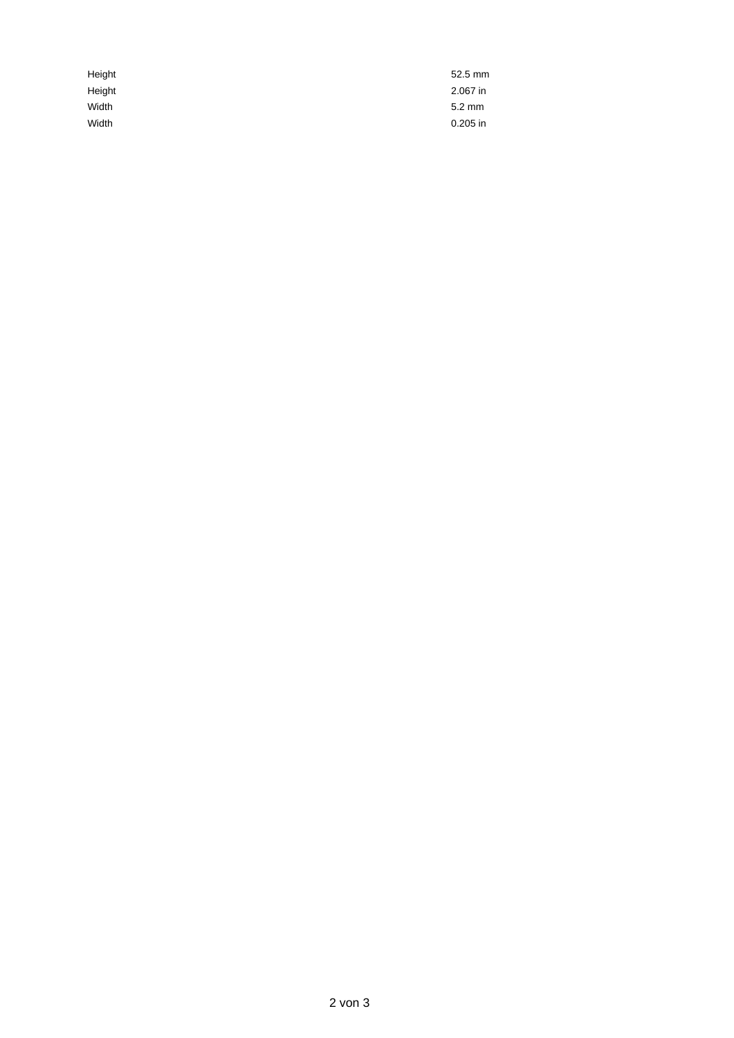| | |
|---|---|
| Height | 52.5 mm |
| Height | 2.067 in |
| Width | 5.2 mm |
| Width | 0.205 in |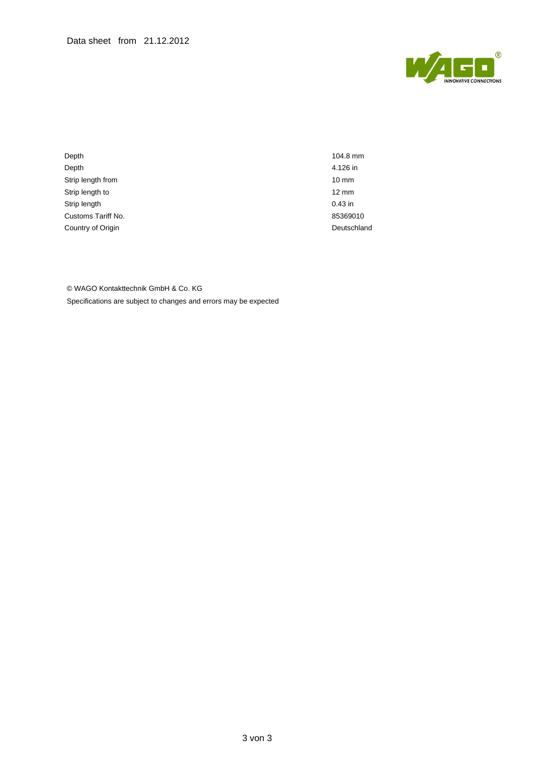Data sheet from 21.12.2012

| | |
|---|---|
| Depth | 104.8 mm |
| Depth | 4.126 in |
| Strip length from | 10 mm |
| Strip length to | 12 mm |
| Strip length | 0.43 in |
| Customs Tariff No. | 85369010 |
| Country of Origin | Deutschland |

© WAGO Kontakttechnik GmbH & Co. KG

Specifications are subject to changes and errors may be expected